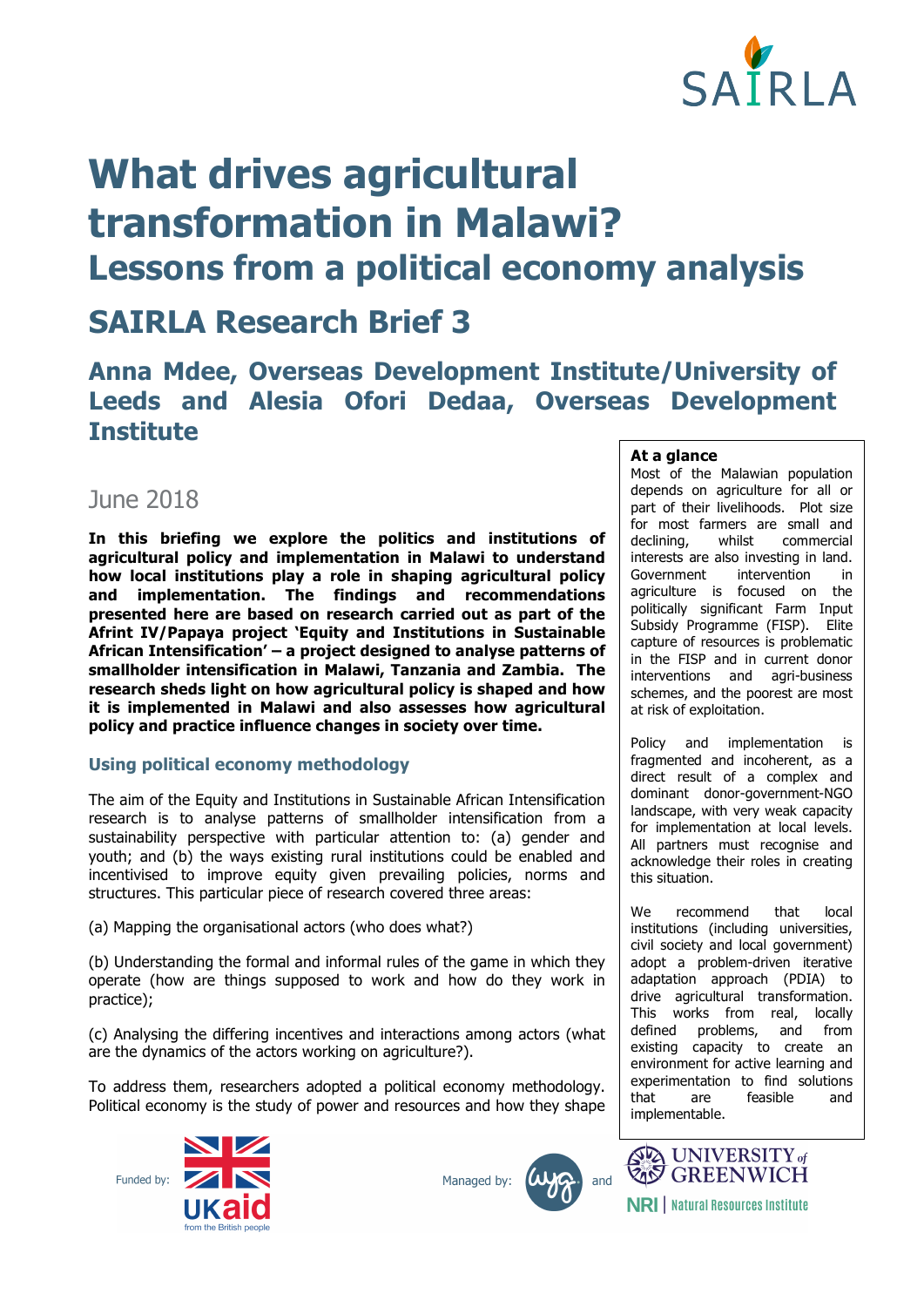# What drives agricultural transformation in Malawi?

## Lessons from a political economy analysis

## SAIRLA Research Brief 3

### Anna Mdee, Overseas Development Institute/University of Leeds and Alesia Ofori Dedaa, Overseas Development Institute

June 2018

**In this briefing we explore the politics and institutions of agricultural policy and implementation in Malawi to understand how local institutions play a role in shaping agricultural policy and implementation. The findings and recommendations presented here are based on research carried out as part of the Afrint IV/Papaya project 'Equity and Institutions in Sustainable African Intensification' – a project designed to analyse patterns of smallholder intensification in Malawi, Tanzania and Zambia. The research sheds light on how agricultural policy is shaped and how it is implemented in Malawi and also assesses how agricultural policy and practice influence changes in society over time.**

> **At a glance**
>
> Most of the Malawian population depends on agriculture for all or part of their livelihoods. Plot size for most farmers are small and declining, whilst commercial interests are also investing in land. Government intervention in agriculture is focused on the politically significant Farm Input Subsidy Programme (FISP). Elite capture of resources is problematic in the FISP and in current donor interventions and agri-business schemes, and the poorest are most at risk of exploitation.
>
> Policy and implementation is fragmented and incoherent, as a direct result of a complex and dominant donor-government-NGO landscape, with very weak capacity for implementation at local levels. All partners must recognise and acknowledge their roles in creating this situation.
>
> We recommend that local institutions (including universities, civil society and local government) adopt a problem-driven iterative adaptation approach (PDIA) to drive agricultural transformation. This works from real, locally defined problems, and from existing capacity to create an environment for active learning and experimentation to find solutions that are feasible and implementable.

### Using political economy methodology

The aim of the Equity and Institutions in Sustainable African Intensification research is to analyse patterns of smallholder intensification from a sustainability perspective with particular attention to: (a) gender and youth; and (b) the ways existing rural institutions could be enabled and incentivised to improve equity given prevailing policies, norms and structures. This particular piece of research covered three areas:

(a) Mapping the organisational actors (who does what?)

(b) Understanding the formal and informal rules of the game in which they operate (how are things supposed to work and how do they work in practice);

(c) Analysing the differing incentives and interactions among actors (what are the dynamics of the actors working on agriculture?).

To address them, researchers adopted a political economy methodology. Political economy is the study of power and resources and how they shape

Funded by: UKaid from the British people

Managed by: wyg and University of Greenwich, NRI | Natural Resources Institute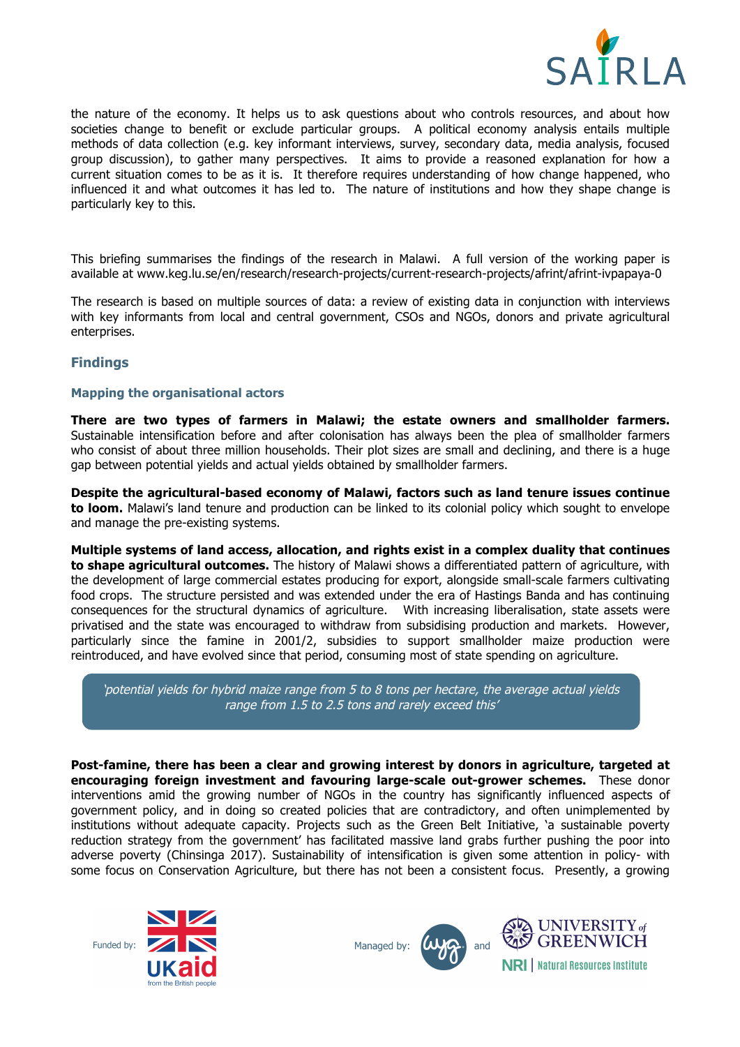the nature of the economy. It helps us to ask questions about who controls resources, and about how societies change to benefit or exclude particular groups. A political economy analysis entails multiple methods of data collection (e.g. key informant interviews, survey, secondary data, media analysis, focused group discussion), to gather many perspectives. It aims to provide a reasoned explanation for how a current situation comes to be as it is. It therefore requires understanding of how change happened, who influenced it and what outcomes it has led to. The nature of institutions and how they shape change is particularly key to this.

This briefing summarises the findings of the research in Malawi. A full version of the working paper is available at www.keg.lu.se/en/research/research-projects/current-research-projects/afrint/afrint-ivpapaya-0

The research is based on multiple sources of data: a review of existing data in conjunction with interviews with key informants from local and central government, CSOs and NGOs, donors and private agricultural enterprises.

## Findings

### Mapping the organisational actors

**There are two types of farmers in Malawi; the estate owners and smallholder farmers.** Sustainable intensification before and after colonisation has always been the plea of smallholder farmers who consist of about three million households. Their plot sizes are small and declining, and there is a huge gap between potential yields and actual yields obtained by smallholder farmers.

**Despite the agricultural-based economy of Malawi, factors such as land tenure issues continue to loom.** Malawi's land tenure and production can be linked to its colonial policy which sought to envelope and manage the pre-existing systems.

**Multiple systems of land access, allocation, and rights exist in a complex duality that continues to shape agricultural outcomes.** The history of Malawi shows a differentiated pattern of agriculture, with the development of large commercial estates producing for export, alongside small-scale farmers cultivating food crops. The structure persisted and was extended under the era of Hastings Banda and has continuing consequences for the structural dynamics of agriculture. With increasing liberalisation, state assets were privatised and the state was encouraged to withdraw from subsidising production and markets. However, particularly since the famine in 2001/2, subsidies to support smallholder maize production were reintroduced, and have evolved since that period, consuming most of state spending on agriculture.

> *'potential yields for hybrid maize range from 5 to 8 tons per hectare, the average actual yields range from 1.5 to 2.5 tons and rarely exceed this'*

**Post-famine, there has been a clear and growing interest by donors in agriculture, targeted at encouraging foreign investment and favouring large-scale out-grower schemes.** These donor interventions amid the growing number of NGOs in the country has significantly influenced aspects of government policy, and in doing so created policies that are contradictory, and often unimplemented by institutions without adequate capacity. Projects such as the Green Belt Initiative, 'a sustainable poverty reduction strategy from the government' has facilitated massive land grabs further pushing the poor into adverse poverty (Chinsinga 2017). Sustainability of intensification is given some attention in policy- with some focus on Conservation Agriculture, but there has not been a consistent focus. Presently, a growing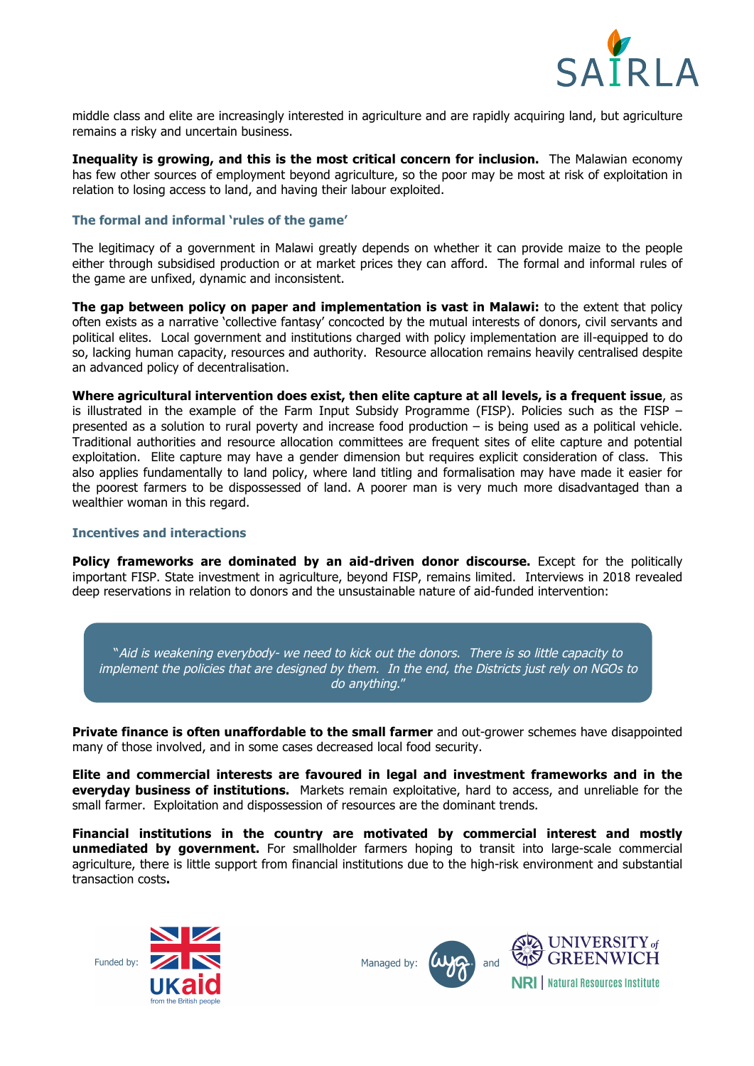middle class and elite are increasingly interested in agriculture and are rapidly acquiring land, but agriculture remains a risky and uncertain business.

**Inequality is growing, and this is the most critical concern for inclusion.** The Malawian economy has few other sources of employment beyond agriculture, so the poor may be most at risk of exploitation in relation to losing access to land, and having their labour exploited.

### The formal and informal 'rules of the game'

The legitimacy of a government in Malawi greatly depends on whether it can provide maize to the people either through subsidised production or at market prices they can afford. The formal and informal rules of the game are unfixed, dynamic and inconsistent.

**The gap between policy on paper and implementation is vast in Malawi:** to the extent that policy often exists as a narrative 'collective fantasy' concocted by the mutual interests of donors, civil servants and political elites. Local government and institutions charged with policy implementation are ill-equipped to do so, lacking human capacity, resources and authority. Resource allocation remains heavily centralised despite an advanced policy of decentralisation.

**Where agricultural intervention does exist, then elite capture at all levels, is a frequent issue**, as is illustrated in the example of the Farm Input Subsidy Programme (FISP). Policies such as the FISP – presented as a solution to rural poverty and increase food production – is being used as a political vehicle. Traditional authorities and resource allocation committees are frequent sites of elite capture and potential exploitation. Elite capture may have a gender dimension but requires explicit consideration of class. This also applies fundamentally to land policy, where land titling and formalisation may have made it easier for the poorest farmers to be dispossessed of land. A poorer man is very much more disadvantaged than a wealthier woman in this regard.

### Incentives and interactions

**Policy frameworks are dominated by an aid-driven donor discourse.** Except for the politically important FISP. State investment in agriculture, beyond FISP, remains limited. Interviews in 2018 revealed deep reservations in relation to donors and the unsustainable nature of aid-funded intervention:

> "*Aid is weakening everybody- we need to kick out the donors. There is so little capacity to implement the policies that are designed by them. In the end, the Districts just rely on NGOs to do anything.*"

**Private finance is often unaffordable to the small farmer** and out-grower schemes have disappointed many of those involved, and in some cases decreased local food security.

**Elite and commercial interests are favoured in legal and investment frameworks and in the everyday business of institutions.** Markets remain exploitative, hard to access, and unreliable for the small farmer. Exploitation and dispossession of resources are the dominant trends.

**Financial institutions in the country are motivated by commercial interest and mostly unmediated by government.** For smallholder farmers hoping to transit into large-scale commercial agriculture, there is little support from financial institutions due to the high-risk environment and substantial transaction costs**.**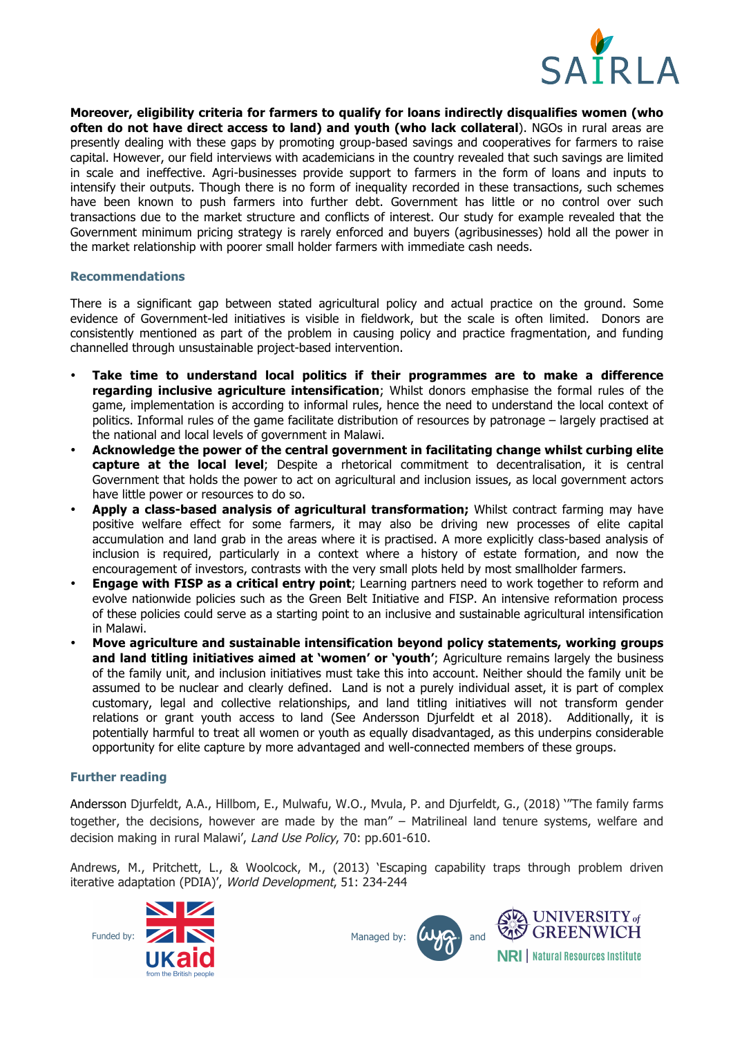**Moreover, eligibility criteria for farmers to qualify for loans indirectly disqualifies women (who often do not have direct access to land) and youth (who lack collateral**). NGOs in rural areas are presently dealing with these gaps by promoting group-based savings and cooperatives for farmers to raise capital. However, our field interviews with academicians in the country revealed that such savings are limited in scale and ineffective. Agri-businesses provide support to farmers in the form of loans and inputs to intensify their outputs. Though there is no form of inequality recorded in these transactions, such schemes have been known to push farmers into further debt. Government has little or no control over such transactions due to the market structure and conflicts of interest. Our study for example revealed that the Government minimum pricing strategy is rarely enforced and buyers (agribusinesses) hold all the power in the market relationship with poorer small holder farmers with immediate cash needs.

## Recommendations

There is a significant gap between stated agricultural policy and actual practice on the ground. Some evidence of Government-led initiatives is visible in fieldwork, but the scale is often limited. Donors are consistently mentioned as part of the problem in causing policy and practice fragmentation, and funding channelled through unsustainable project-based intervention.

- **Take time to understand local politics if their programmes are to make a difference regarding inclusive agriculture intensification**; Whilst donors emphasise the formal rules of the game, implementation is according to informal rules, hence the need to understand the local context of politics. Informal rules of the game facilitate distribution of resources by patronage – largely practised at the national and local levels of government in Malawi.
- **Acknowledge the power of the central government in facilitating change whilst curbing elite capture at the local level**; Despite a rhetorical commitment to decentralisation, it is central Government that holds the power to act on agricultural and inclusion issues, as local government actors have little power or resources to do so.
- **Apply a class-based analysis of agricultural transformation;** Whilst contract farming may have positive welfare effect for some farmers, it may also be driving new processes of elite capital accumulation and land grab in the areas where it is practised. A more explicitly class-based analysis of inclusion is required, particularly in a context where a history of estate formation, and now the encouragement of investors, contrasts with the very small plots held by most smallholder farmers.
- **Engage with FISP as a critical entry point**; Learning partners need to work together to reform and evolve nationwide policies such as the Green Belt Initiative and FISP. An intensive reformation process of these policies could serve as a starting point to an inclusive and sustainable agricultural intensification in Malawi.
- **Move agriculture and sustainable intensification beyond policy statements, working groups and land titling initiatives aimed at 'women' or 'youth'**; Agriculture remains largely the business of the family unit, and inclusion initiatives must take this into account. Neither should the family unit be assumed to be nuclear and clearly defined. Land is not a purely individual asset, it is part of complex customary, legal and collective relationships, and land titling initiatives will not transform gender relations or grant youth access to land (See Andersson Djurfeldt et al 2018). Additionally, it is potentially harmful to treat all women or youth as equally disadvantaged, as this underpins considerable opportunity for elite capture by more advantaged and well-connected members of these groups.

## Further reading

Andersson Djurfeldt, A.A., Hillbom, E., Mulwafu, W.O., Mvula, P. and Djurfeldt, G., (2018) '"The family farms together, the decisions, however are made by the man" – Matrilineal land tenure systems, welfare and decision making in rural Malawi', *Land Use Policy*, 70: pp.601-610.

Andrews, M., Pritchett, L., & Woolcock, M., (2013) 'Escaping capability traps through problem driven iterative adaptation (PDIA)', *World Development*, 51: 234-244

Funded by: UKaid from the British people

Managed by: wyg and University of Greenwich NRI | Natural Resources Institute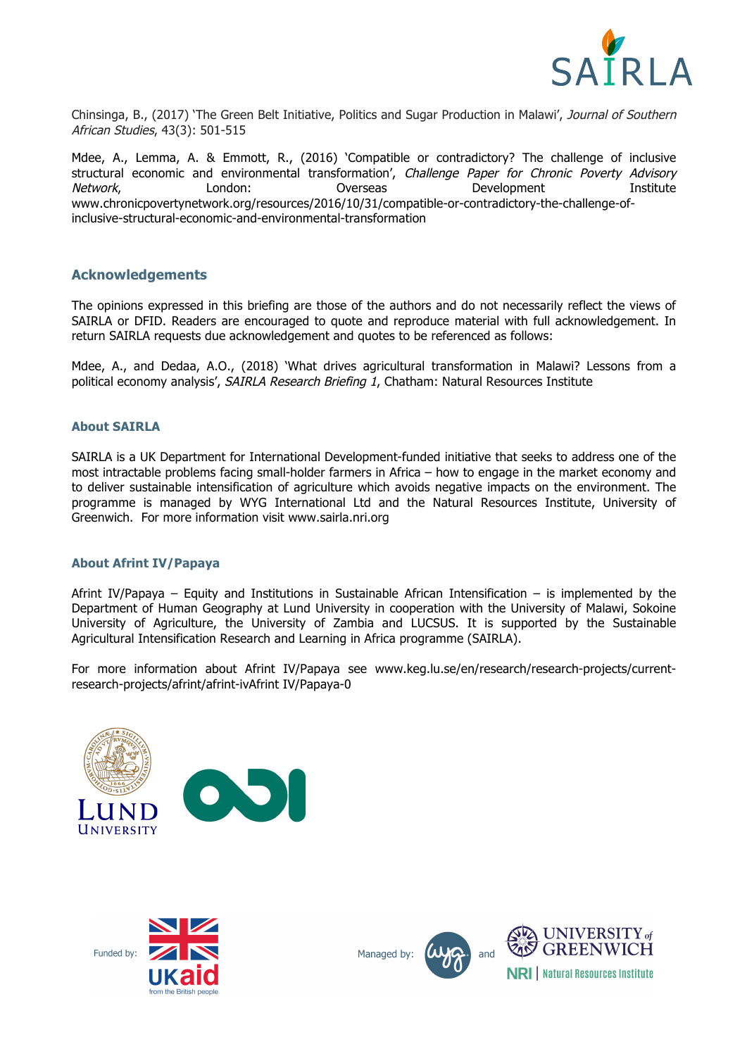Chinsinga, B., (2017) 'The Green Belt Initiative, Politics and Sugar Production in Malawi', *Journal of Southern African Studies*, 43(3): 501-515

Mdee, A., Lemma, A. & Emmott, R., (2016) 'Compatible or contradictory? The challenge of inclusive structural economic and environmental transformation', *Challenge Paper for Chronic Poverty Advisory Network*, London: Overseas Development Institute www.chronicpovertynetwork.org/resources/2016/10/31/compatible-or-contradictory-the-challenge-of-inclusive-structural-economic-and-environmental-transformation

## Acknowledgements

The opinions expressed in this briefing are those of the authors and do not necessarily reflect the views of SAIRLA or DFID. Readers are encouraged to quote and reproduce material with full acknowledgement. In return SAIRLA requests due acknowledgement and quotes to be referenced as follows:

Mdee, A., and Dedaa, A.O., (2018) 'What drives agricultural transformation in Malawi? Lessons from a political economy analysis', *SAIRLA Research Briefing 1*, Chatham: Natural Resources Institute

### About SAIRLA

SAIRLA is a UK Department for International Development-funded initiative that seeks to address one of the most intractable problems facing small-holder farmers in Africa – how to engage in the market economy and to deliver sustainable intensification of agriculture which avoids negative impacts on the environment. The programme is managed by WYG International Ltd and the Natural Resources Institute, University of Greenwich. For more information visit www.sairla.nri.org

### About Afrint IV/Papaya

Afrint IV/Papaya – Equity and Institutions in Sustainable African Intensification – is implemented by the Department of Human Geography at Lund University in cooperation with the University of Malawi, Sokoine University of Agriculture, the University of Zambia and LUCSUS. It is supported by the Sustainable Agricultural Intensification Research and Learning in Africa programme (SAIRLA).

For more information about Afrint IV/Papaya see www.keg.lu.se/en/research/research-projects/current-research-projects/afrint/afrint-ivAfrint IV/Papaya-0

Funded by:

Managed by: and